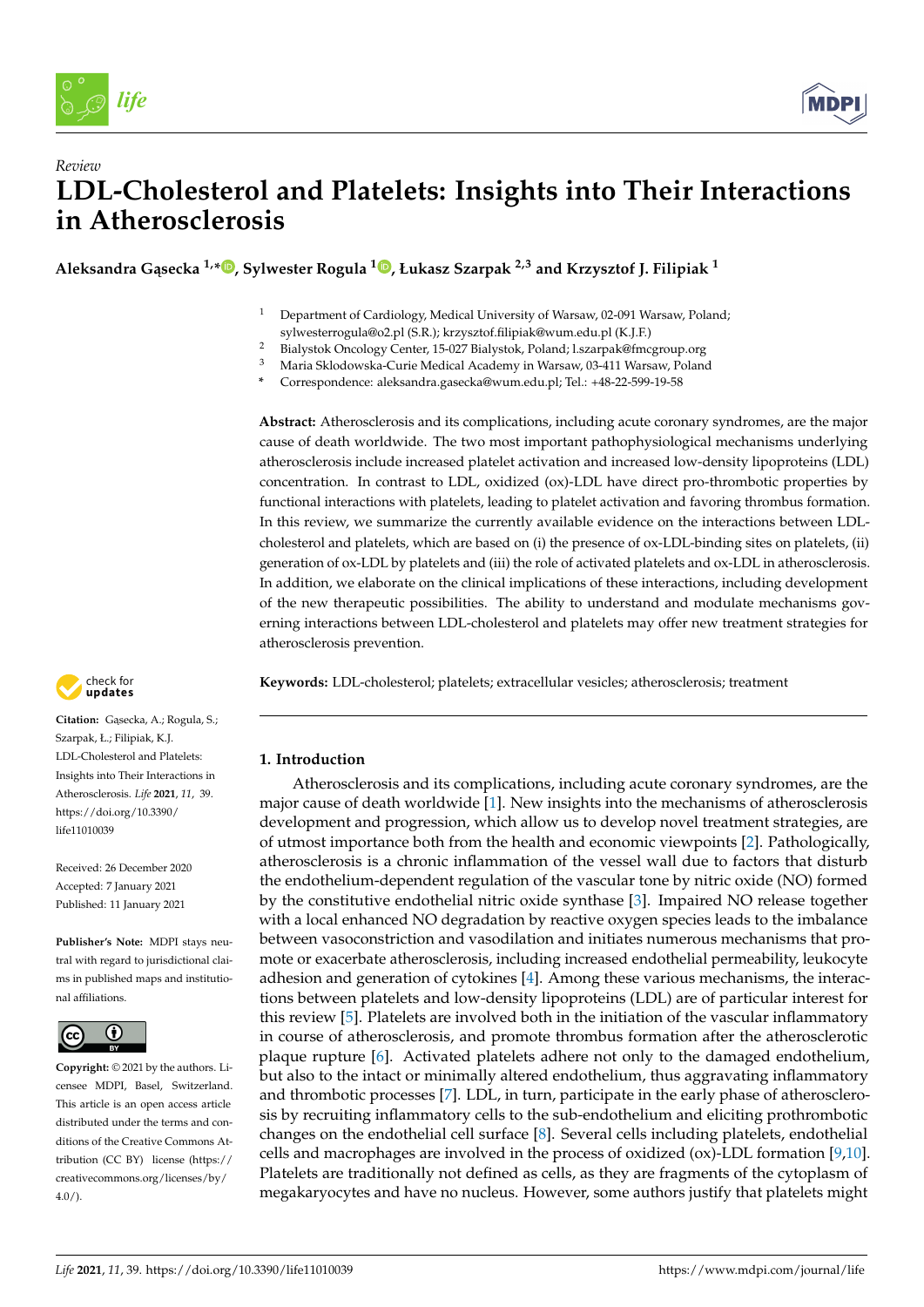Review

# LDL-Cholesterol and Platelets: Insights into Their Interactions in Atherosclerosis

**Aleksandra Gąsecka [1,*], Sylwester Rogula [1], Łukasz Szarpak [2,3] and Krzysztof J. Filipiak [1]**

[1] Department of Cardiology, Medical University of Warsaw, 02-091 Warsaw, Poland; sylwesterrogula@o2.pl (S.R.); krzysztof.filipiak@wum.edu.pl (K.J.F.)
[2] Bialystok Oncology Center, 15-027 Bialystok, Poland; l.szarpak@fmcgroup.org
[3] Maria Sklodowska-Curie Medical Academy in Warsaw, 03-411 Warsaw, Poland
\* Correspondence: aleksandra.gasecka@wum.edu.pl; Tel.: +48-22-599-19-58

**Abstract:** Atherosclerosis and its complications, including acute coronary syndromes, are the major cause of death worldwide. The two most important pathophysiological mechanisms underlying atherosclerosis include increased platelet activation and increased low-density lipoproteins (LDL) concentration. In contrast to LDL, oxidized (ox)-LDL have direct pro-thrombotic properties by functional interactions with platelets, leading to platelet activation and favoring thrombus formation. In this review, we summarize the currently available evidence on the interactions between LDL-cholesterol and platelets, which are based on (i) the presence of ox-LDL-binding sites on platelets, (ii) generation of ox-LDL by platelets and (iii) the role of activated platelets and ox-LDL in atherosclerosis. In addition, we elaborate on the clinical implications of these interactions, including development of the new therapeutic possibilities. The ability to understand and modulate mechanisms governing interactions between LDL-cholesterol and platelets may offer new treatment strategies for atherosclerosis prevention.

**Keywords:** LDL-cholesterol; platelets; extracellular vesicles; atherosclerosis; treatment

**Citation:** Gąsecka, A.; Rogula, S.; Szarpak, Ł.; Filipiak, K.J. LDL-Cholesterol and Platelets: Insights into Their Interactions in Atherosclerosis. *Life* **2021**, *11*, 39. https://doi.org/10.3390/life11010039

Received: 26 December 2020
Accepted: 7 January 2021
Published: 11 January 2021

**Publisher's Note:** MDPI stays neutral with regard to jurisdictional claims in published maps and institutional affiliations.

**Copyright:** © 2021 by the authors. Licensee MDPI, Basel, Switzerland. This article is an open access article distributed under the terms and conditions of the Creative Commons Attribution (CC BY) license (https://creativecommons.org/licenses/by/4.0/).

## 1. Introduction

Atherosclerosis and its complications, including acute coronary syndromes, are the major cause of death worldwide [1]. New insights into the mechanisms of atherosclerosis development and progression, which allow us to develop novel treatment strategies, are of utmost importance both from the health and economic viewpoints [2]. Pathologically, atherosclerosis is a chronic inflammation of the vessel wall due to factors that disturb the endothelium-dependent regulation of the vascular tone by nitric oxide (NO) formed by the constitutive endothelial nitric oxide synthase [3]. Impaired NO release together with a local enhanced NO degradation by reactive oxygen species leads to the imbalance between vasoconstriction and vasodilation and initiates numerous mechanisms that promote or exacerbate atherosclerosis, including increased endothelial permeability, leukocyte adhesion and generation of cytokines [4]. Among these various mechanisms, the interactions between platelets and low-density lipoproteins (LDL) are of particular interest for this review [5]. Platelets are involved both in the initiation of the vascular inflammatory in course of atherosclerosis, and promote thrombus formation after the atherosclerotic plaque rupture [6]. Activated platelets adhere not only to the damaged endothelium, but also to the intact or minimally altered endothelium, thus aggravating inflammatory and thrombotic processes [7]. LDL, in turn, participate in the early phase of atherosclerosis by recruiting inflammatory cells to the sub-endothelium and eliciting prothrombotic changes on the endothelial cell surface [8]. Several cells including platelets, endothelial cells and macrophages are involved in the process of oxidized (ox)-LDL formation [9,10]. Platelets are traditionally not defined as cells, as they are fragments of the cytoplasm of megakaryocytes and have no nucleus. However, some authors justify that platelets might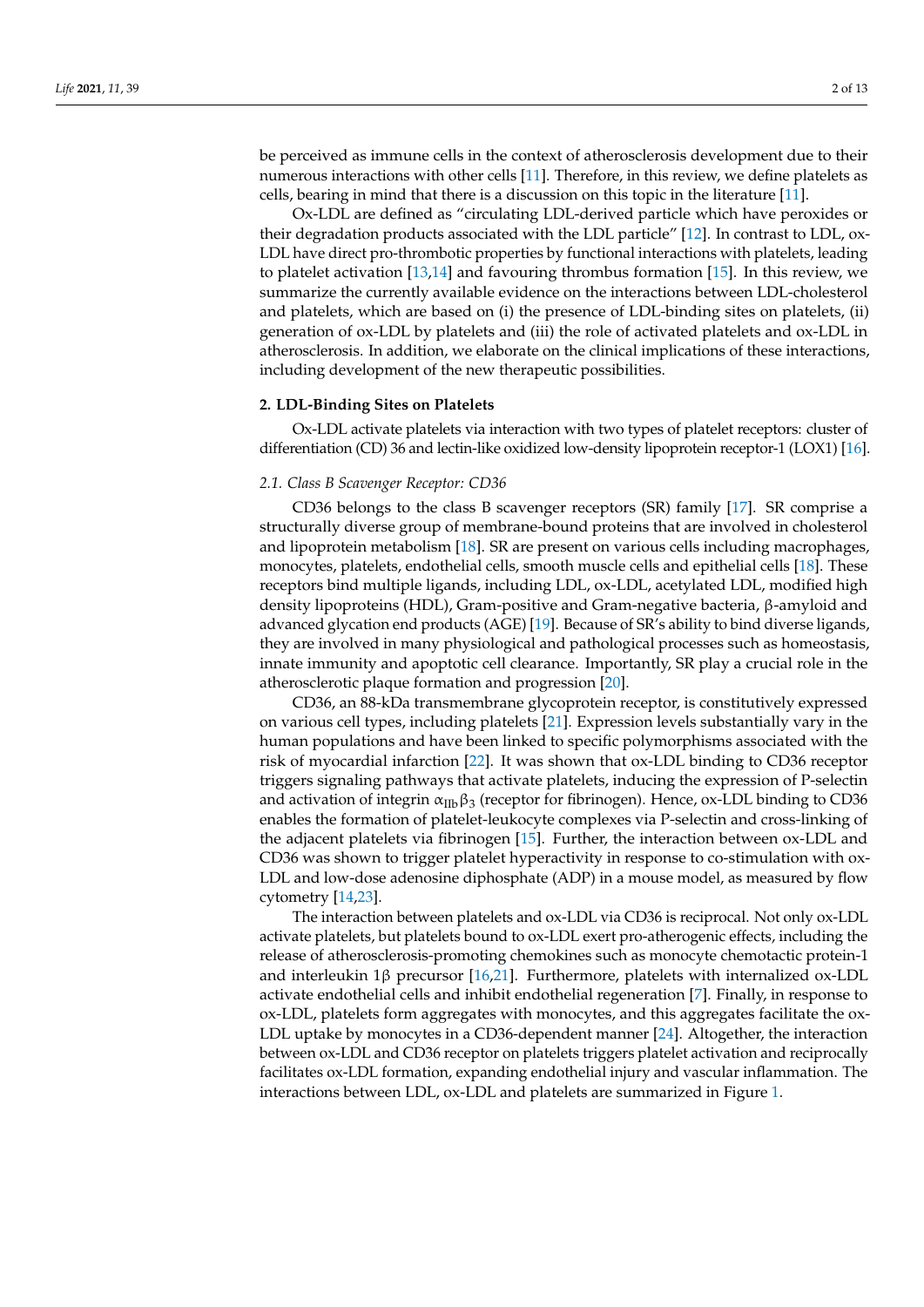be perceived as immune cells in the context of atherosclerosis development due to their numerous interactions with other cells [11]. Therefore, in this review, we define platelets as cells, bearing in mind that there is a discussion on this topic in the literature [11].

Ox-LDL are defined as "circulating LDL-derived particle which have peroxides or their degradation products associated with the LDL particle" [12]. In contrast to LDL, ox-LDL have direct pro-thrombotic properties by functional interactions with platelets, leading to platelet activation [13,14] and favouring thrombus formation [15]. In this review, we summarize the currently available evidence on the interactions between LDL-cholesterol and platelets, which are based on (i) the presence of LDL-binding sites on platelets, (ii) generation of ox-LDL by platelets and (iii) the role of activated platelets and ox-LDL in atherosclerosis. In addition, we elaborate on the clinical implications of these interactions, including development of the new therapeutic possibilities.

## 2. LDL-Binding Sites on Platelets

Ox-LDL activate platelets via interaction with two types of platelet receptors: cluster of differentiation (CD) 36 and lectin-like oxidized low-density lipoprotein receptor-1 (LOX1) [16].

### *2.1. Class B Scavenger Receptor: CD36*

CD36 belongs to the class B scavenger receptors (SR) family [17]. SR comprise a structurally diverse group of membrane-bound proteins that are involved in cholesterol and lipoprotein metabolism [18]. SR are present on various cells including macrophages, monocytes, platelets, endothelial cells, smooth muscle cells and epithelial cells [18]. These receptors bind multiple ligands, including LDL, ox-LDL, acetylated LDL, modified high density lipoproteins (HDL), Gram-positive and Gram-negative bacteria, β-amyloid and advanced glycation end products (AGE) [19]. Because of SR's ability to bind diverse ligands, they are involved in many physiological and pathological processes such as homeostasis, innate immunity and apoptotic cell clearance. Importantly, SR play a crucial role in the atherosclerotic plaque formation and progression [20].

CD36, an 88-kDa transmembrane glycoprotein receptor, is constitutively expressed on various cell types, including platelets [21]. Expression levels substantially vary in the human populations and have been linked to specific polymorphisms associated with the risk of myocardial infarction [22]. It was shown that ox-LDL binding to CD36 receptor triggers signaling pathways that activate platelets, inducing the expression of P-selectin and activation of integrin $\alpha_{IIb}\beta_3$ (receptor for fibrinogen). Hence, ox-LDL binding to CD36 enables the formation of platelet-leukocyte complexes via P-selectin and cross-linking of the adjacent platelets via fibrinogen [15]. Further, the interaction between ox-LDL and CD36 was shown to trigger platelet hyperactivity in response to co-stimulation with ox-LDL and low-dose adenosine diphosphate (ADP) in a mouse model, as measured by flow cytometry [14,23].

The interaction between platelets and ox-LDL via CD36 is reciprocal. Not only ox-LDL activate platelets, but platelets bound to ox-LDL exert pro-atherogenic effects, including the release of atherosclerosis-promoting chemokines such as monocyte chemotactic protein-1 and interleukin 1β precursor [16,21]. Furthermore, platelets with internalized ox-LDL activate endothelial cells and inhibit endothelial regeneration [7]. Finally, in response to ox-LDL, platelets form aggregates with monocytes, and this aggregates facilitate the ox-LDL uptake by monocytes in a CD36-dependent manner [24]. Altogether, the interaction between ox-LDL and CD36 receptor on platelets triggers platelet activation and reciprocally facilitates ox-LDL formation, expanding endothelial injury and vascular inflammation. The interactions between LDL, ox-LDL and platelets are summarized in Figure 1.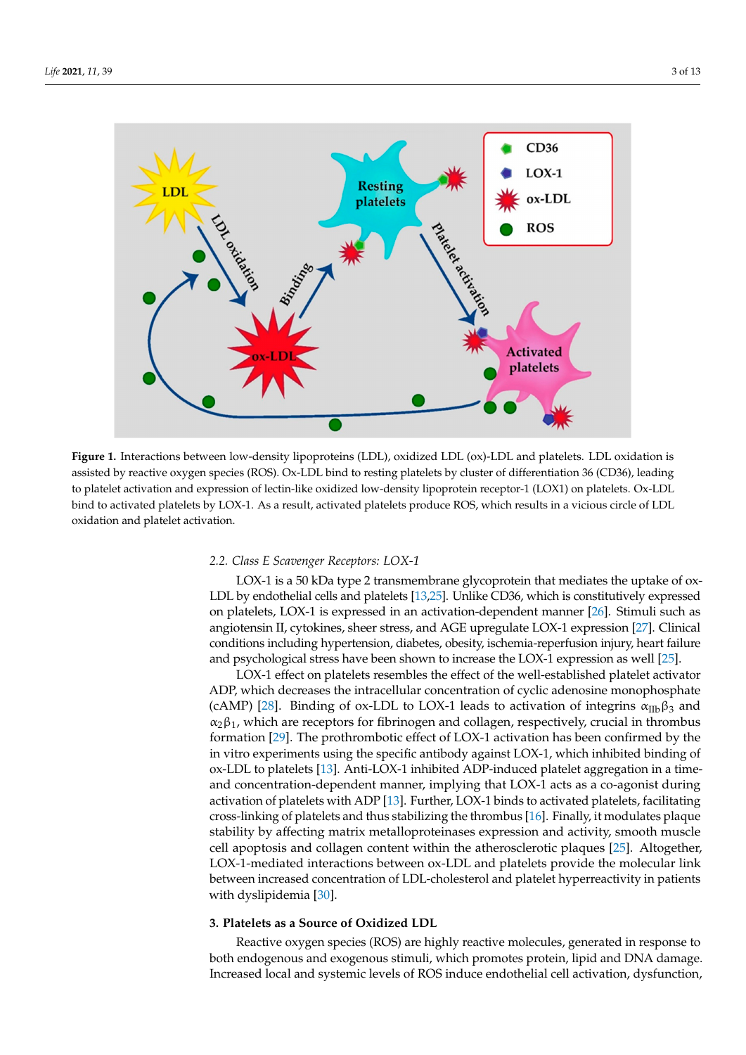LDL

LDL oxidation

Binding

Resting platelets

Platelet activation

ox-LDL

Activated platelets

CD36

LOX-1

ox-LDL

ROS

**Figure 1.** Interactions between low-density lipoproteins (LDL), oxidized LDL (ox)-LDL and platelets. LDL oxidation is assisted by reactive oxygen species (ROS). Ox-LDL bind to resting platelets by cluster of differentiation 36 (CD36), leading to platelet activation and expression of lectin-like oxidized low-density lipoprotein receptor-1 (LOX1) on platelets. Ox-LDL bind to activated platelets by LOX-1. As a result, activated platelets produce ROS, which results in a vicious circle of LDL oxidation and platelet activation.

### 2.2. Class E Scavenger Receptors: LOX-1

LOX-1 is a 50 kDa type 2 transmembrane glycoprotein that mediates the uptake of ox-LDL by endothelial cells and platelets [13,25]. Unlike CD36, which is constitutively expressed on platelets, LOX-1 is expressed in an activation-dependent manner [26]. Stimuli such as angiotensin II, cytokines, sheer stress, and AGE upregulate LOX-1 expression [27]. Clinical conditions including hypertension, diabetes, obesity, ischemia-reperfusion injury, heart failure and psychological stress have been shown to increase the LOX-1 expression as well [25].

LOX-1 effect on platelets resembles the effect of the well-established platelet activator ADP, which decreases the intracellular concentration of cyclic adenosine monophosphate (cAMP) [28]. Binding of ox-LDL to LOX-1 leads to activation of integrins $\alpha_{IIb}\beta_3$ and $\alpha_2\beta_1$, which are receptors for fibrinogen and collagen, respectively, crucial in thrombus formation [29]. The prothrombotic effect of LOX-1 activation has been confirmed by the in vitro experiments using the specific antibody against LOX-1, which inhibited binding of ox-LDL to platelets [13]. Anti-LOX-1 inhibited ADP-induced platelet aggregation in a time- and concentration-dependent manner, implying that LOX-1 acts as a co-agonist during activation of platelets with ADP [13]. Further, LOX-1 binds to activated platelets, facilitating cross-linking of platelets and thus stabilizing the thrombus [16]. Finally, it modulates plaque stability by affecting matrix metalloproteinases expression and activity, smooth muscle cell apoptosis and collagen content within the atherosclerotic plaques [25]. Altogether, LOX-1-mediated interactions between ox-LDL and platelets provide the molecular link between increased concentration of LDL-cholesterol and platelet hyperreactivity in patients with dyslipidemia [30].

## 3. Platelets as a Source of Oxidized LDL

Reactive oxygen species (ROS) are highly reactive molecules, generated in response to both endogenous and exogenous stimuli, which promotes protein, lipid and DNA damage. Increased local and systemic levels of ROS induce endothelial cell activation, dysfunction,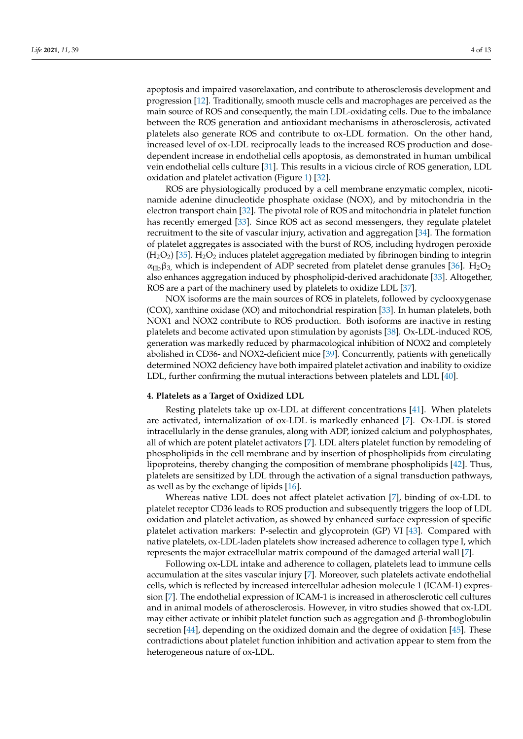apoptosis and impaired vasorelaxation, and contribute to atherosclerosis development and progression [12]. Traditionally, smooth muscle cells and macrophages are perceived as the main source of ROS and consequently, the main LDL-oxidating cells. Due to the imbalance between the ROS generation and antioxidant mechanisms in atherosclerosis, activated platelets also generate ROS and contribute to ox-LDL formation. On the other hand, increased level of ox-LDL reciprocally leads to the increased ROS production and dose-dependent increase in endothelial cells apoptosis, as demonstrated in human umbilical vein endothelial cells culture [31]. This results in a vicious circle of ROS generation, LDL oxidation and platelet activation (Figure 1) [32].

ROS are physiologically produced by a cell membrane enzymatic complex, nicotinamide adenine dinucleotide phosphate oxidase (NOX), and by mitochondria in the electron transport chain [32]. The pivotal role of ROS and mitochondria in platelet function has recently emerged [33]. Since ROS act as second messengers, they regulate platelet recruitment to the site of vascular injury, activation and aggregation [34]. The formation of platelet aggregates is associated with the burst of ROS, including hydrogen peroxide ($H_2O_2$) [35]. $H_2O_2$ induces platelet aggregation mediated by fibrinogen binding to integrin $\alpha_{IIb}\beta_3$, which is independent of ADP secreted from platelet dense granules [36]. $H_2O_2$ also enhances aggregation induced by phospholipid-derived arachidonate [33]. Altogether, ROS are a part of the machinery used by platelets to oxidize LDL [37].

NOX isoforms are the main sources of ROS in platelets, followed by cyclooxygenase (COX), xanthine oxidase (XO) and mitochondrial respiration [33]. In human platelets, both NOX1 and NOX2 contribute to ROS production. Both isoforms are inactive in resting platelets and become activated upon stimulation by agonists [38]. Ox-LDL-induced ROS, generation was markedly reduced by pharmacological inhibition of NOX2 and completely abolished in CD36- and NOX2-deficient mice [39]. Concurrently, patients with genetically determined NOX2 deficiency have both impaired platelet activation and inability to oxidize LDL, further confirming the mutual interactions between platelets and LDL [40].

## 4. Platelets as a Target of Oxidized LDL

Resting platelets take up ox-LDL at different concentrations [41]. When platelets are activated, internalization of ox-LDL is markedly enhanced [7]. Ox-LDL is stored intracellularly in the dense granules, along with ADP, ionized calcium and polyphosphates, all of which are potent platelet activators [7]. LDL alters platelet function by remodeling of phospholipids in the cell membrane and by insertion of phospholipids from circulating lipoproteins, thereby changing the composition of membrane phospholipids [42]. Thus, platelets are sensitized by LDL through the activation of a signal transduction pathways, as well as by the exchange of lipids [16].

Whereas native LDL does not affect platelet activation [7], binding of ox-LDL to platelet receptor CD36 leads to ROS production and subsequently triggers the loop of LDL oxidation and platelet activation, as showed by enhanced surface expression of specific platelet activation markers: P-selectin and glycoprotein (GP) VI [43]. Compared with native platelets, ox-LDL-laden platelets show increased adherence to collagen type I, which represents the major extracellular matrix compound of the damaged arterial wall [7].

Following ox-LDL intake and adherence to collagen, platelets lead to immune cells accumulation at the sites vascular injury [7]. Moreover, such platelets activate endothelial cells, which is reflected by increased intercellular adhesion molecule 1 (ICAM-1) expression [7]. The endothelial expression of ICAM-1 is increased in atherosclerotic cell cultures and in animal models of atherosclerosis. However, in vitro studies showed that ox-LDL may either activate or inhibit platelet function such as aggregation and β-thromboglobulin secretion [44], depending on the oxidized domain and the degree of oxidation [45]. These contradictions about platelet function inhibition and activation appear to stem from the heterogeneous nature of ox-LDL.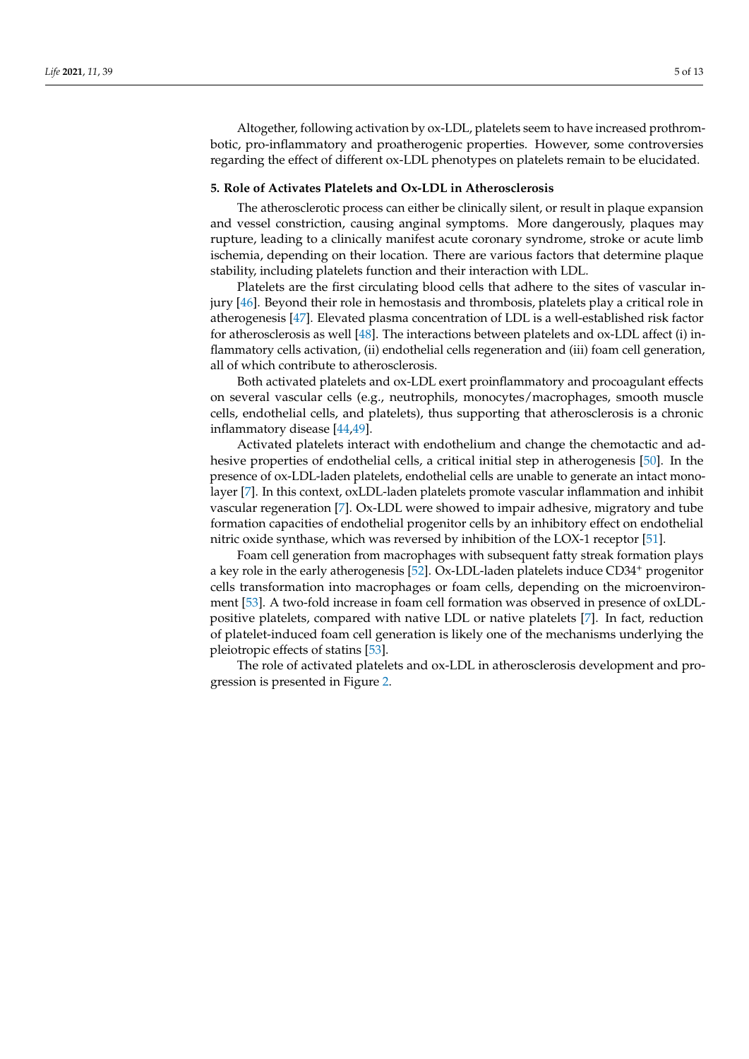Altogether, following activation by ox-LDL, platelets seem to have increased prothrombotic, pro-inflammatory and proatherogenic properties. However, some controversies regarding the effect of different ox-LDL phenotypes on platelets remain to be elucidated.

## 5. Role of Activates Platelets and Ox-LDL in Atherosclerosis

The atherosclerotic process can either be clinically silent, or result in plaque expansion and vessel constriction, causing anginal symptoms. More dangerously, plaques may rupture, leading to a clinically manifest acute coronary syndrome, stroke or acute limb ischemia, depending on their location. There are various factors that determine plaque stability, including platelets function and their interaction with LDL.

Platelets are the first circulating blood cells that adhere to the sites of vascular injury [46]. Beyond their role in hemostasis and thrombosis, platelets play a critical role in atherogenesis [47]. Elevated plasma concentration of LDL is a well-established risk factor for atherosclerosis as well [48]. The interactions between platelets and ox-LDL affect (i) inflammatory cells activation, (ii) endothelial cells regeneration and (iii) foam cell generation, all of which contribute to atherosclerosis.

Both activated platelets and ox-LDL exert proinflammatory and procoagulant effects on several vascular cells (e.g., neutrophils, monocytes/macrophages, smooth muscle cells, endothelial cells, and platelets), thus supporting that atherosclerosis is a chronic inflammatory disease [44,49].

Activated platelets interact with endothelium and change the chemotactic and adhesive properties of endothelial cells, a critical initial step in atherogenesis [50]. In the presence of ox-LDL-laden platelets, endothelial cells are unable to generate an intact monolayer [7]. In this context, oxLDL-laden platelets promote vascular inflammation and inhibit vascular regeneration [7]. Ox-LDL were showed to impair adhesive, migratory and tube formation capacities of endothelial progenitor cells by an inhibitory effect on endothelial nitric oxide synthase, which was reversed by inhibition of the LOX-1 receptor [51].

Foam cell generation from macrophages with subsequent fatty streak formation plays a key role in the early atherogenesis [52]. Ox-LDL-laden platelets induce $CD34^+$ progenitor cells transformation into macrophages or foam cells, depending on the microenvironment [53]. A two-fold increase in foam cell formation was observed in presence of oxLDL-positive platelets, compared with native LDL or native platelets [7]. In fact, reduction of platelet-induced foam cell generation is likely one of the mechanisms underlying the pleiotropic effects of statins [53].

The role of activated platelets and ox-LDL in atherosclerosis development and progression is presented in Figure 2.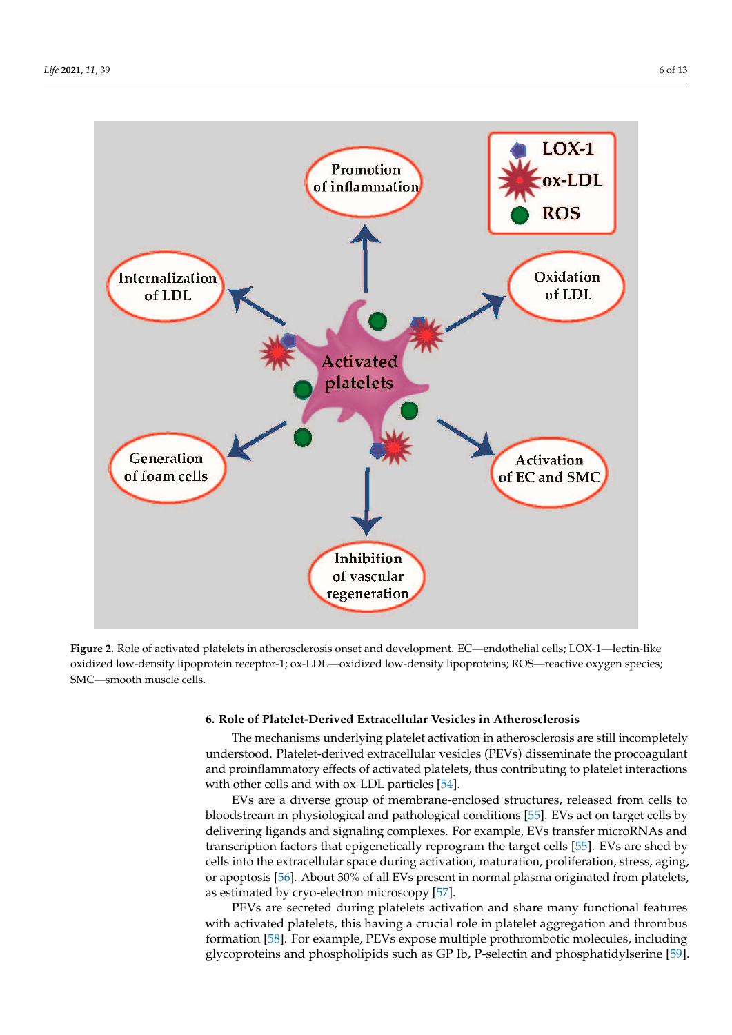Promotion of inflammation

LOX-1

ox-LDL

ROS

Internalization of LDL

Oxidation of LDL

Activated platelets

Generation of foam cells

Activation of EC and SMC

Inhibition of vascular regeneration

**Figure 2.** Role of activated platelets in atherosclerosis onset and development. EC—endothelial cells; LOX-1—lectin-like oxidized low-density lipoprotein receptor-1; ox-LDL—oxidized low-density lipoproteins; ROS—reactive oxygen species; SMC—smooth muscle cells.

## 6. Role of Platelet-Derived Extracellular Vesicles in Atherosclerosis

The mechanisms underlying platelet activation in atherosclerosis are still incompletely understood. Platelet-derived extracellular vesicles (PEVs) disseminate the procoagulant and proinflammatory effects of activated platelets, thus contributing to platelet interactions with other cells and with ox-LDL particles [54].

EVs are a diverse group of membrane-enclosed structures, released from cells to bloodstream in physiological and pathological conditions [55]. EVs act on target cells by delivering ligands and signaling complexes. For example, EVs transfer microRNAs and transcription factors that epigenetically reprogram the target cells [55]. EVs are shed by cells into the extracellular space during activation, maturation, proliferation, stress, aging, or apoptosis [56]. About 30% of all EVs present in normal plasma originated from platelets, as estimated by cryo-electron microscopy [57].

PEVs are secreted during platelets activation and share many functional features with activated platelets, this having a crucial role in platelet aggregation and thrombus formation [58]. For example, PEVs expose multiple prothrombotic molecules, including glycoproteins and phospholipids such as GP Ib, P-selectin and phosphatidylserine [59].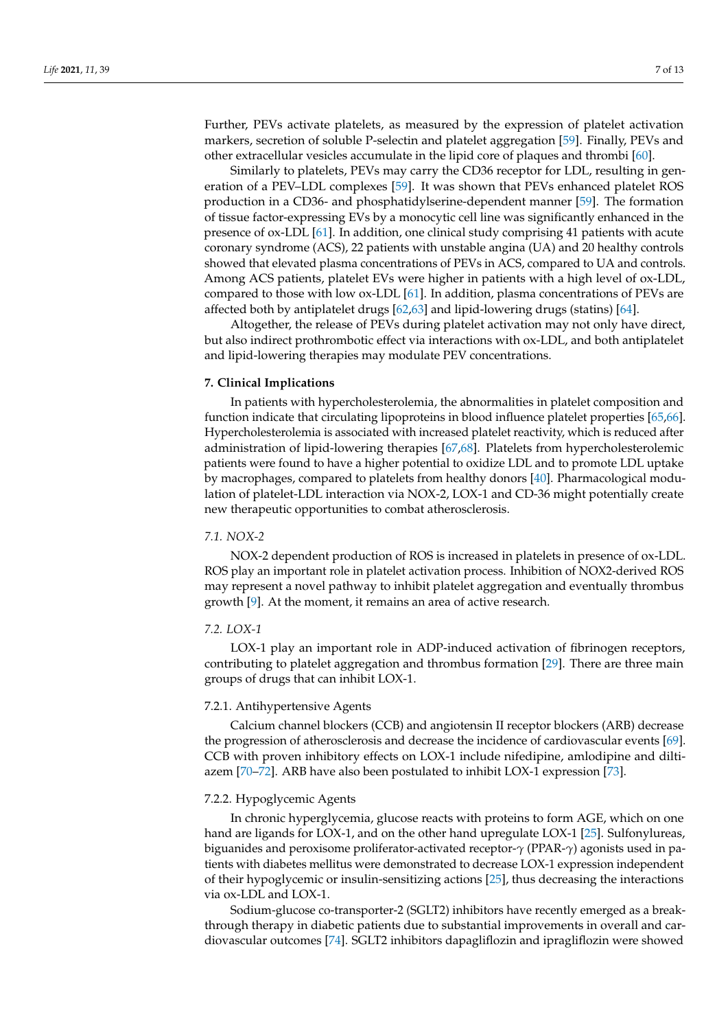Further, PEVs activate platelets, as measured by the expression of platelet activation markers, secretion of soluble P-selectin and platelet aggregation [59]. Finally, PEVs and other extracellular vesicles accumulate in the lipid core of plaques and thrombi [60].

Similarly to platelets, PEVs may carry the CD36 receptor for LDL, resulting in generation of a PEV–LDL complexes [59]. It was shown that PEVs enhanced platelet ROS production in a CD36- and phosphatidylserine-dependent manner [59]. The formation of tissue factor-expressing EVs by a monocytic cell line was significantly enhanced in the presence of ox-LDL [61]. In addition, one clinical study comprising 41 patients with acute coronary syndrome (ACS), 22 patients with unstable angina (UA) and 20 healthy controls showed that elevated plasma concentrations of PEVs in ACS, compared to UA and controls. Among ACS patients, platelet EVs were higher in patients with a high level of ox-LDL, compared to those with low ox-LDL [61]. In addition, plasma concentrations of PEVs are affected both by antiplatelet drugs [62,63] and lipid-lowering drugs (statins) [64].

Altogether, the release of PEVs during platelet activation may not only have direct, but also indirect prothrombotic effect via interactions with ox-LDL, and both antiplatelet and lipid-lowering therapies may modulate PEV concentrations.

## 7. Clinical Implications

In patients with hypercholesterolemia, the abnormalities in platelet composition and function indicate that circulating lipoproteins in blood influence platelet properties [65,66]. Hypercholesterolemia is associated with increased platelet reactivity, which is reduced after administration of lipid-lowering therapies [67,68]. Platelets from hypercholesterolemic patients were found to have a higher potential to oxidize LDL and to promote LDL uptake by macrophages, compared to platelets from healthy donors [40]. Pharmacological modulation of platelet-LDL interaction via NOX-2, LOX-1 and CD-36 might potentially create new therapeutic opportunities to combat atherosclerosis.

### *7.1. NOX-2*

NOX-2 dependent production of ROS is increased in platelets in presence of ox-LDL. ROS play an important role in platelet activation process. Inhibition of NOX2-derived ROS may represent a novel pathway to inhibit platelet aggregation and eventually thrombus growth [9]. At the moment, it remains an area of active research.

### *7.2. LOX-1*

LOX-1 play an important role in ADP-induced activation of fibrinogen receptors, contributing to platelet aggregation and thrombus formation [29]. There are three main groups of drugs that can inhibit LOX-1.

#### 7.2.1. Antihypertensive Agents

Calcium channel blockers (CCB) and angiotensin II receptor blockers (ARB) decrease the progression of atherosclerosis and decrease the incidence of cardiovascular events [69]. CCB with proven inhibitory effects on LOX-1 include nifedipine, amlodipine and diltiazem [70–72]. ARB have also been postulated to inhibit LOX-1 expression [73].

#### 7.2.2. Hypoglycemic Agents

In chronic hyperglycemia, glucose reacts with proteins to form AGE, which on one hand are ligands for LOX-1, and on the other hand upregulate LOX-1 [25]. Sulfonylureas, biguanides and peroxisome proliferator-activated receptor-$\gamma$ (PPAR-$\gamma$) agonists used in patients with diabetes mellitus were demonstrated to decrease LOX-1 expression independent of their hypoglycemic or insulin-sensitizing actions [25], thus decreasing the interactions via ox-LDL and LOX-1.

Sodium-glucose co-transporter-2 (SGLT2) inhibitors have recently emerged as a breakthrough therapy in diabetic patients due to substantial improvements in overall and cardiovascular outcomes [74]. SGLT2 inhibitors dapagliflozin and ipragliflozin were showed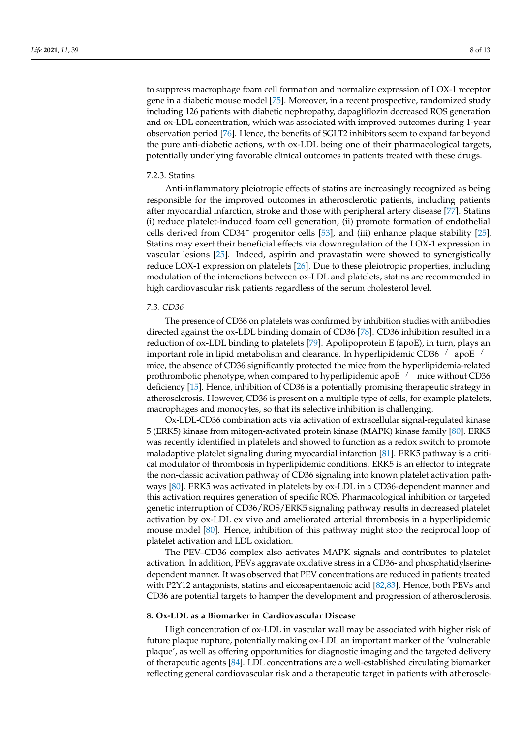to suppress macrophage foam cell formation and normalize expression of LOX-1 receptor gene in a diabetic mouse model [75]. Moreover, in a recent prospective, randomized study including 126 patients with diabetic nephropathy, dapagliflozin decreased ROS generation and ox-LDL concentration, which was associated with improved outcomes during 1-year observation period [76]. Hence, the benefits of SGLT2 inhibitors seem to expand far beyond the pure anti-diabetic actions, with ox-LDL being one of their pharmacological targets, potentially underlying favorable clinical outcomes in patients treated with these drugs.

#### 7.2.3. Statins

Anti-inflammatory pleiotropic effects of statins are increasingly recognized as being responsible for the improved outcomes in atherosclerotic patients, including patients after myocardial infarction, stroke and those with peripheral artery disease [77]. Statins (i) reduce platelet-induced foam cell generation, (ii) promote formation of endothelial cells derived from $CD34^{+}$ progenitor cells [53], and (iii) enhance plaque stability [25]. Statins may exert their beneficial effects via downregulation of the LOX-1 expression in vascular lesions [25]. Indeed, aspirin and pravastatin were showed to synergistically reduce LOX-1 expression on platelets [26]. Due to these pleiotropic properties, including modulation of the interactions between ox-LDL and platelets, statins are recommended in high cardiovascular risk patients regardless of the serum cholesterol level.

### *7.3. CD36*

The presence of CD36 on platelets was confirmed by inhibition studies with antibodies directed against the ox-LDL binding domain of CD36 [78]. CD36 inhibition resulted in a reduction of ox-LDL binding to platelets [79]. Apolipoprotein E (apoE), in turn, plays an important role in lipid metabolism and clearance. In hyperlipidemic $CD36^{-/-}apoE^{-/-}$ mice, the absence of CD36 significantly protected the mice from the hyperlipidemia-related prothrombotic phenotype, when compared to hyperlipidemic $apoE^{-/-}$ mice without CD36 deficiency [15]. Hence, inhibition of CD36 is a potentially promising therapeutic strategy in atherosclerosis. However, CD36 is present on a multiple type of cells, for example platelets, macrophages and monocytes, so that its selective inhibition is challenging.

Ox-LDL-CD36 combination acts via activation of extracellular signal-regulated kinase 5 (ERK5) kinase from mitogen-activated protein kinase (MAPK) kinase family [80]. ERK5 was recently identified in platelets and showed to function as a redox switch to promote maladaptive platelet signaling during myocardial infarction [81]. ERK5 pathway is a critical modulator of thrombosis in hyperlipidemic conditions. ERK5 is an effector to integrate the non-classic activation pathway of CD36 signaling into known platelet activation pathways [80]. ERK5 was activated in platelets by ox-LDL in a CD36-dependent manner and this activation requires generation of specific ROS. Pharmacological inhibition or targeted genetic interruption of CD36/ROS/ERK5 signaling pathway results in decreased platelet activation by ox-LDL ex vivo and ameliorated arterial thrombosis in a hyperlipidemic mouse model [80]. Hence, inhibition of this pathway might stop the reciprocal loop of platelet activation and LDL oxidation.

The PEV–CD36 complex also activates MAPK signals and contributes to platelet activation. In addition, PEVs aggravate oxidative stress in a CD36- and phosphatidylserine-dependent manner. It was observed that PEV concentrations are reduced in patients treated with P2Y12 antagonists, statins and eicosapentaenoic acid [82,83]. Hence, both PEVs and CD36 are potential targets to hamper the development and progression of atherosclerosis.

## 8. Ox-LDL as a Biomarker in Cardiovascular Disease

High concentration of ox-LDL in vascular wall may be associated with higher risk of future plaque rupture, potentially making ox-LDL an important marker of the 'vulnerable plaque', as well as offering opportunities for diagnostic imaging and the targeted delivery of therapeutic agents [84]. LDL concentrations are a well-established circulating biomarker reflecting general cardiovascular risk and a therapeutic target in patients with atheroscle-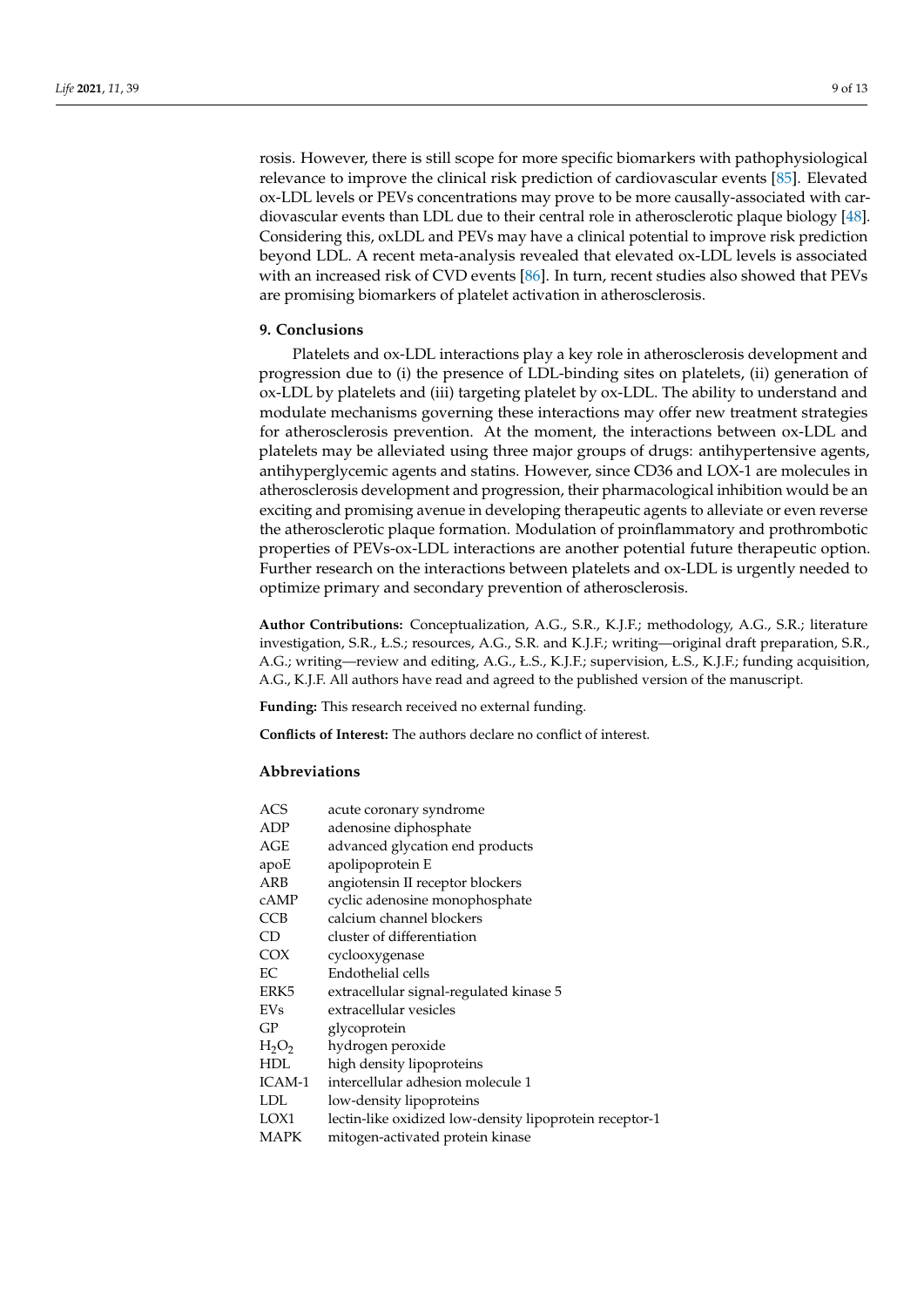rosis. However, there is still scope for more specific biomarkers with pathophysiological relevance to improve the clinical risk prediction of cardiovascular events [85]. Elevated ox-LDL levels or PEVs concentrations may prove to be more causally-associated with cardiovascular events than LDL due to their central role in atherosclerotic plaque biology [48]. Considering this, oxLDL and PEVs may have a clinical potential to improve risk prediction beyond LDL. A recent meta-analysis revealed that elevated ox-LDL levels is associated with an increased risk of CVD events [86]. In turn, recent studies also showed that PEVs are promising biomarkers of platelet activation in atherosclerosis.

## 9. Conclusions

Platelets and ox-LDL interactions play a key role in atherosclerosis development and progression due to (i) the presence of LDL-binding sites on platelets, (ii) generation of ox-LDL by platelets and (iii) targeting platelet by ox-LDL. The ability to understand and modulate mechanisms governing these interactions may offer new treatment strategies for atherosclerosis prevention. At the moment, the interactions between ox-LDL and platelets may be alleviated using three major groups of drugs: antihypertensive agents, antihyperglycemic agents and statins. However, since CD36 and LOX-1 are molecules in atherosclerosis development and progression, their pharmacological inhibition would be an exciting and promising avenue in developing therapeutic agents to alleviate or even reverse the atherosclerotic plaque formation. Modulation of proinflammatory and prothrombotic properties of PEVs-ox-LDL interactions are another potential future therapeutic option. Further research on the interactions between platelets and ox-LDL is urgently needed to optimize primary and secondary prevention of atherosclerosis.

**Author Contributions:** Conceptualization, A.G., S.R., K.J.F.; methodology, A.G., S.R.; literature investigation, S.R., Ł.S.; resources, A.G., S.R. and K.J.F.; writing—original draft preparation, S.R., A.G.; writing—review and editing, A.G., Ł.S., K.J.F.; supervision, Ł.S., K.J.F.; funding acquisition, A.G., K.J.F. All authors have read and agreed to the published version of the manuscript.

**Funding:** This research received no external funding.

**Conflicts of Interest:** The authors declare no conflict of interest.

## Abbreviations

| | |
|---|---|
| ACS | acute coronary syndrome |
| ADP | adenosine diphosphate |
| AGE | advanced glycation end products |
| apoE | apolipoprotein E |
| ARB | angiotensin II receptor blockers |
| cAMP | cyclic adenosine monophosphate |
| CCB | calcium channel blockers |
| CD | cluster of differentiation |
| COX | cyclooxygenase |
| EC | Endothelial cells |
| ERK5 | extracellular signal-regulated kinase 5 |
| EVs | extracellular vesicles |
| GP | glycoprotein |
| $H_2O_2$ | hydrogen peroxide |
| HDL | high density lipoproteins |
| ICAM-1 | intercellular adhesion molecule 1 |
| LDL | low-density lipoproteins |
| LOX1 | lectin-like oxidized low-density lipoprotein receptor-1 |
| MAPK | mitogen-activated protein kinase |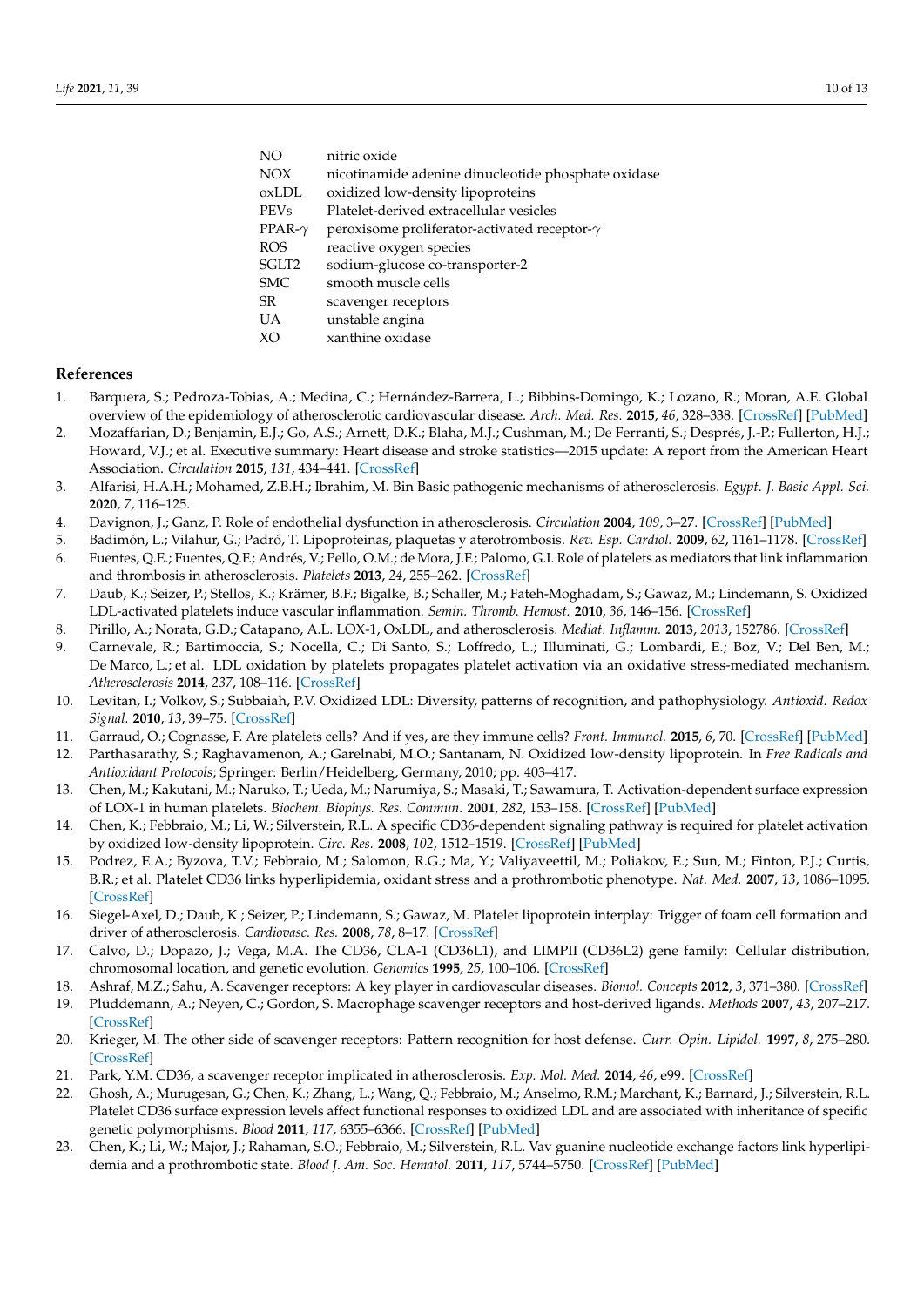| | |
|---|---|
| NO | nitric oxide |
| NOX | nicotinamide adenine dinucleotide phosphate oxidase |
| oxLDL | oxidized low-density lipoproteins |
| PEVs | Platelet-derived extracellular vesicles |
| PPAR-γ | peroxisome proliferator-activated receptor-γ |
| ROS | reactive oxygen species |
| SGLT2 | sodium-glucose co-transporter-2 |
| SMC | smooth muscle cells |
| SR | scavenger receptors |
| UA | unstable angina |
| XO | xanthine oxidase |

## References

1. Barquera, S.; Pedroza-Tobias, A.; Medina, C.; Hernández-Barrera, L.; Bibbins-Domingo, K.; Lozano, R.; Moran, A.E. Global overview of the epidemiology of atherosclerotic cardiovascular disease. *Arch. Med. Res.* **2015**, *46*, 328–338. [CrossRef] [PubMed]
2. Mozaffarian, D.; Benjamin, E.J.; Go, A.S.; Arnett, D.K.; Blaha, M.J.; Cushman, M.; De Ferranti, S.; Després, J.-P.; Fullerton, H.J.; Howard, V.J.; et al. Executive summary: Heart disease and stroke statistics—2015 update: A report from the American Heart Association. *Circulation* **2015**, *131*, 434–441. [CrossRef]
3. Alfarisi, H.A.H.; Mohamed, Z.B.H.; Ibrahim, M. Bin Basic pathogenic mechanisms of atherosclerosis. *Egypt. J. Basic Appl. Sci.* **2020**, *7*, 116–125.
4. Davignon, J.; Ganz, P. Role of endothelial dysfunction in atherosclerosis. *Circulation* **2004**, *109*, 3–27. [CrossRef] [PubMed]
5. Badimón, L.; Vilahur, G.; Padró, T. Lipoproteinas, plaquetas y aterotrombosis. *Rev. Esp. Cardiol.* **2009**, *62*, 1161–1178. [CrossRef]
6. Fuentes, Q.E.; Fuentes, Q.F.; Andrés, V.; Pello, O.M.; de Mora, J.F.; Palomo, G.I. Role of platelets as mediators that link inflammation and thrombosis in atherosclerosis. *Platelets* **2013**, *24*, 255–262. [CrossRef]
7. Daub, K.; Seizer, P.; Stellos, K.; Krämer, B.F.; Bigalke, B.; Schaller, M.; Fateh-Moghadam, S.; Gawaz, M.; Lindemann, S. Oxidized LDL-activated platelets induce vascular inflammation. *Semin. Thromb. Hemost.* **2010**, *36*, 146–156. [CrossRef]
8. Pirillo, A.; Norata, G.D.; Catapano, A.L. LOX-1, OxLDL, and atherosclerosis. *Mediat. Inflamm.* **2013**, *2013*, 152786. [CrossRef]
9. Carnevale, R.; Bartimoccia, S.; Nocella, C.; Di Santo, S.; Loffredo, L.; Illuminati, G.; Lombardi, E.; Boz, V.; Del Ben, M.; De Marco, L.; et al. LDL oxidation by platelets propagates platelet activation via an oxidative stress-mediated mechanism. *Atherosclerosis* **2014**, *237*, 108–116. [CrossRef]
10. Levitan, I.; Volkov, S.; Subbaiah, P.V. Oxidized LDL: Diversity, patterns of recognition, and pathophysiology. *Antioxid. Redox Signal.* **2010**, *13*, 39–75. [CrossRef]
11. Garraud, O.; Cognasse, F. Are platelets cells? And if yes, are they immune cells? *Front. Immunol.* **2015**, *6*, 70. [CrossRef] [PubMed]
12. Parthasarathy, S.; Raghavamenon, A.; Garelnabi, M.O.; Santanam, N. Oxidized low-density lipoprotein. In *Free Radicals and Antioxidant Protocols*; Springer: Berlin/Heidelberg, Germany, 2010; pp. 403–417.
13. Chen, M.; Kakutani, M.; Naruko, T.; Ueda, M.; Narumiya, S.; Masaki, T.; Sawamura, T. Activation-dependent surface expression of LOX-1 in human platelets. *Biochem. Biophys. Res. Commun.* **2001**, *282*, 153–158. [CrossRef] [PubMed]
14. Chen, K.; Febbraio, M.; Li, W.; Silverstein, R.L. A specific CD36-dependent signaling pathway is required for platelet activation by oxidized low-density lipoprotein. *Circ. Res.* **2008**, *102*, 1512–1519. [CrossRef] [PubMed]
15. Podrez, E.A.; Byzova, T.V.; Febbraio, M.; Salomon, R.G.; Ma, Y.; Valiyaveettil, M.; Poliakov, E.; Sun, M.; Finton, P.J.; Curtis, B.R.; et al. Platelet CD36 links hyperlipidemia, oxidant stress and a prothrombotic phenotype. *Nat. Med.* **2007**, *13*, 1086–1095. [CrossRef]
16. Siegel-Axel, D.; Daub, K.; Seizer, P.; Lindemann, S.; Gawaz, M. Platelet lipoprotein interplay: Trigger of foam cell formation and driver of atherosclerosis. *Cardiovasc. Res.* **2008**, *78*, 8–17. [CrossRef]
17. Calvo, D.; Dopazo, J.; Vega, M.A. The CD36, CLA-1 (CD36L1), and LIMPII (CD36L2) gene family: Cellular distribution, chromosomal location, and genetic evolution. *Genomics* **1995**, *25*, 100–106. [CrossRef]
18. Ashraf, M.Z.; Sahu, A. Scavenger receptors: A key player in cardiovascular diseases. *Biomol. Concepts* **2012**, *3*, 371–380. [CrossRef]
19. Plüddemann, A.; Neyen, C.; Gordon, S. Macrophage scavenger receptors and host-derived ligands. *Methods* **2007**, *43*, 207–217. [CrossRef]
20. Krieger, M. The other side of scavenger receptors: Pattern recognition for host defense. *Curr. Opin. Lipidol.* **1997**, *8*, 275–280. [CrossRef]
21. Park, Y.M. CD36, a scavenger receptor implicated in atherosclerosis. *Exp. Mol. Med.* **2014**, *46*, e99. [CrossRef]
22. Ghosh, A.; Murugesan, G.; Chen, K.; Zhang, L.; Wang, Q.; Febbraio, M.; Anselmo, R.M.; Marchant, K.; Barnard, J.; Silverstein, R.L. Platelet CD36 surface expression levels affect functional responses to oxidized LDL and are associated with inheritance of specific genetic polymorphisms. *Blood* **2011**, *117*, 6355–6366. [CrossRef] [PubMed]
23. Chen, K.; Li, W.; Major, J.; Rahaman, S.O.; Febbraio, M.; Silverstein, R.L. Vav guanine nucleotide exchange factors link hyperlipidemia and a prothrombotic state. *Blood J. Am. Soc. Hematol.* **2011**, *117*, 5744–5750. [CrossRef] [PubMed]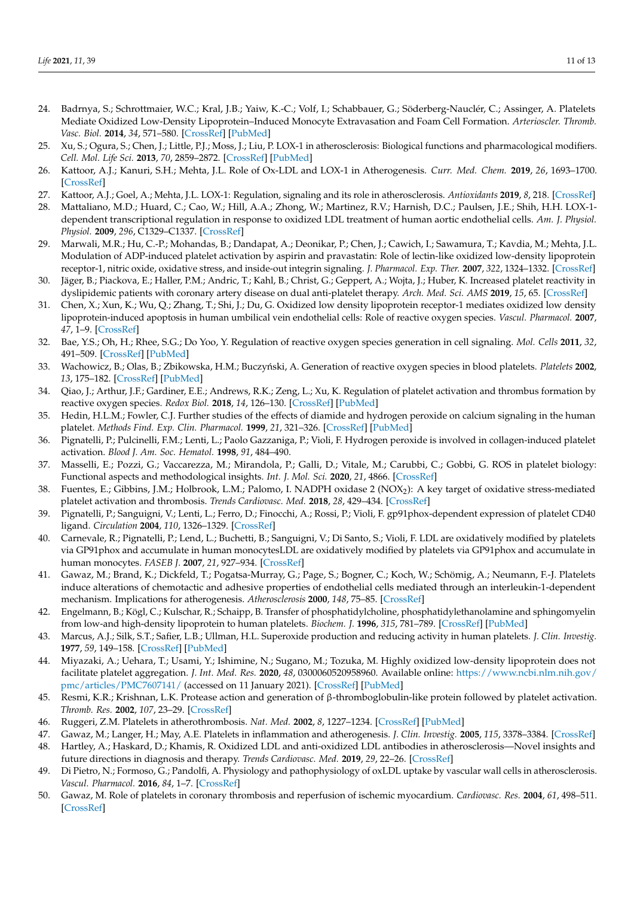24. Badrnya, S.; Schrottmaier, W.C.; Kral, J.B.; Yaiw, K.-C.; Volf, I.; Schabbauer, G.; Söderberg-Nauclér, C.; Assinger, A. Platelets Mediate Oxidized Low-Density Lipoprotein–Induced Monocyte Extravasation and Foam Cell Formation. *Arterioscler. Thromb. Vasc. Biol.* **2014**, *34*, 571–580. [CrossRef] [PubMed]
25. Xu, S.; Ogura, S.; Chen, J.; Little, P.J.; Moss, J.; Liu, P. LOX-1 in atherosclerosis: Biological functions and pharmacological modifiers. *Cell. Mol. Life Sci.* **2013**, *70*, 2859–2872. [CrossRef] [PubMed]
26. Kattoor, A.J.; Kanuri, S.H.; Mehta, J.L. Role of Ox-LDL and LOX-1 in Atherogenesis. *Curr. Med. Chem.* **2019**, *26*, 1693–1700. [CrossRef]
27. Kattoor, A.J.; Goel, A.; Mehta, J.L. LOX-1: Regulation, signaling and its role in atherosclerosis. *Antioxidants* **2019**, *8*, 218. [CrossRef]
28. Mattaliano, M.D.; Huard, C.; Cao, W.; Hill, A.A.; Zhong, W.; Martinez, R.V.; Harnish, D.C.; Paulsen, J.E.; Shih, H.H. LOX-1-dependent transcriptional regulation in response to oxidized LDL treatment of human aortic endothelial cells. *Am. J. Physiol. Physiol.* **2009**, *296*, C1329–C1337. [CrossRef]
29. Marwali, M.R.; Hu, C.-P.; Mohandas, B.; Dandapat, A.; Deonikar, P.; Chen, J.; Cawich, I.; Sawamura, T.; Kavdia, M.; Mehta, J.L. Modulation of ADP-induced platelet activation by aspirin and pravastatin: Role of lectin-like oxidized low-density lipoprotein receptor-1, nitric oxide, oxidative stress, and inside-out integrin signaling. *J. Pharmacol. Exp. Ther.* **2007**, *322*, 1324–1332. [CrossRef]
30. Jäger, B.; Piackova, E.; Haller, P.M.; Andric, T.; Kahl, B.; Christ, G.; Geppert, A.; Wojta, J.; Huber, K. Increased platelet reactivity in dyslipidemic patients with coronary artery disease on dual anti-platelet therapy. *Arch. Med. Sci. AMS* **2019**, *15*, 65. [CrossRef]
31. Chen, X.; Xun, K.; Wu, Q.; Zhang, T.; Shi, J.; Du, G. Oxidized low density lipoprotein receptor-1 mediates oxidized low density lipoprotein-induced apoptosis in human umbilical vein endothelial cells: Role of reactive oxygen species. *Vascul. Pharmacol.* **2007**, *47*, 1–9. [CrossRef]
32. Bae, Y.S.; Oh, H.; Rhee, S.G.; Do Yoo, Y. Regulation of reactive oxygen species generation in cell signaling. *Mol. Cells* **2011**, *32*, 491–509. [CrossRef] [PubMed]
33. Wachowicz, B.; Olas, B.; Zbikowska, H.M.; Buczyński, A. Generation of reactive oxygen species in blood platelets. *Platelets* **2002**, *13*, 175–182. [CrossRef] [PubMed]
34. Qiao, J.; Arthur, J.F.; Gardiner, E.E.; Andrews, R.K.; Zeng, L.; Xu, K. Regulation of platelet activation and thrombus formation by reactive oxygen species. *Redox Biol.* **2018**, *14*, 126–130. [CrossRef] [PubMed]
35. Hedin, H.L.M.; Fowler, C.J. Further studies of the effects of diamide and hydrogen peroxide on calcium signaling in the human platelet. *Methods Find. Exp. Clin. Pharmacol.* **1999**, *21*, 321–326. [CrossRef] [PubMed]
36. Pignatelli, P.; Pulcinelli, F.M.; Lenti, L.; Paolo Gazzaniga, P.; Violi, F. Hydrogen peroxide is involved in collagen-induced platelet activation. *Blood J. Am. Soc. Hematol.* **1998**, *91*, 484–490.
37. Masselli, E.; Pozzi, G.; Vaccarezza, M.; Mirandola, P.; Galli, D.; Vitale, M.; Carubbi, C.; Gobbi, G. ROS in platelet biology: Functional aspects and methodological insights. *Int. J. Mol. Sci.* **2020**, *21*, 4866. [CrossRef]
38. Fuentes, E.; Gibbins, J.M.; Holbrook, L.M.; Palomo, I. NADPH oxidase 2 ($NOX_2$): A key target of oxidative stress-mediated platelet activation and thrombosis. *Trends Cardiovasc. Med.* **2018**, *28*, 429–434. [CrossRef]
39. Pignatelli, P.; Sanguigni, V.; Lenti, L.; Ferro, D.; Finocchi, A.; Rossi, P.; Violi, F. gp91phox-dependent expression of platelet CD40 ligand. *Circulation* **2004**, *110*, 1326–1329. [CrossRef]
40. Carnevale, R.; Pignatelli, P.; Lend, L.; Buchetti, B.; Sanguigni, V.; Di Santo, S.; Violi, F. LDL are oxidatively modified by platelets via GP91phox and accumulate in human monocytesLDL are oxidatively modified by platelets via GP91phox and accumulate in human monocytes. *FASEB J.* **2007**, *21*, 927–934. [CrossRef]
41. Gawaz, M.; Brand, K.; Dickfeld, T.; Pogatsa-Murray, G.; Page, S.; Bogner, C.; Koch, W.; Schömig, A.; Neumann, F.-J. Platelets induce alterations of chemotactic and adhesive properties of endothelial cells mediated through an interleukin-1-dependent mechanism. Implications for atherogenesis. *Atherosclerosis* **2000**, *148*, 75–85. [CrossRef]
42. Engelmann, B.; Kögl, C.; Kulschar, R.; Schaipp, B. Transfer of phosphatidylcholine, phosphatidylethanolamine and sphingomyelin from low-and high-density lipoprotein to human platelets. *Biochem. J.* **1996**, *315*, 781–789. [CrossRef] [PubMed]
43. Marcus, A.J.; Silk, S.T.; Safier, L.B.; Ullman, H.L. Superoxide production and reducing activity in human platelets. *J. Clin. Investig.* **1977**, *59*, 149–158. [CrossRef] [PubMed]
44. Miyazaki, A.; Uehara, T.; Usami, Y.; Ishimine, N.; Sugano, M.; Tozuka, M. Highly oxidized low-density lipoprotein does not facilitate platelet aggregation. *J. Int. Med. Res.* **2020**, *48*, 0300060520958960. Available online: https://www.ncbi.nlm.nih.gov/pmc/articles/PMC7607141/ (accessed on 11 January 2021). [CrossRef] [PubMed]
45. Resmi, K.R.; Krishnan, L.K. Protease action and generation of β-thromboglobulin-like protein followed by platelet activation. *Thromb. Res.* **2002**, *107*, 23–29. [CrossRef]
46. Ruggeri, Z.M. Platelets in atherothrombosis. *Nat. Med.* **2002**, *8*, 1227–1234. [CrossRef] [PubMed]
47. Gawaz, M.; Langer, H.; May, A.E. Platelets in inflammation and atherogenesis. *J. Clin. Investig.* **2005**, *115*, 3378–3384. [CrossRef]
48. Hartley, A.; Haskard, D.; Khamis, R. Oxidized LDL and anti-oxidized LDL antibodies in atherosclerosis—Novel insights and future directions in diagnosis and therapy. *Trends Cardiovasc. Med.* **2019**, *29*, 22–26. [CrossRef]
49. Di Pietro, N.; Formoso, G.; Pandolfi, A. Physiology and pathophysiology of oxLDL uptake by vascular wall cells in atherosclerosis. *Vascul. Pharmacol.* **2016**, *84*, 1–7. [CrossRef]
50. Gawaz, M. Role of platelets in coronary thrombosis and reperfusion of ischemic myocardium. *Cardiovasc. Res.* **2004**, *61*, 498–511. [CrossRef]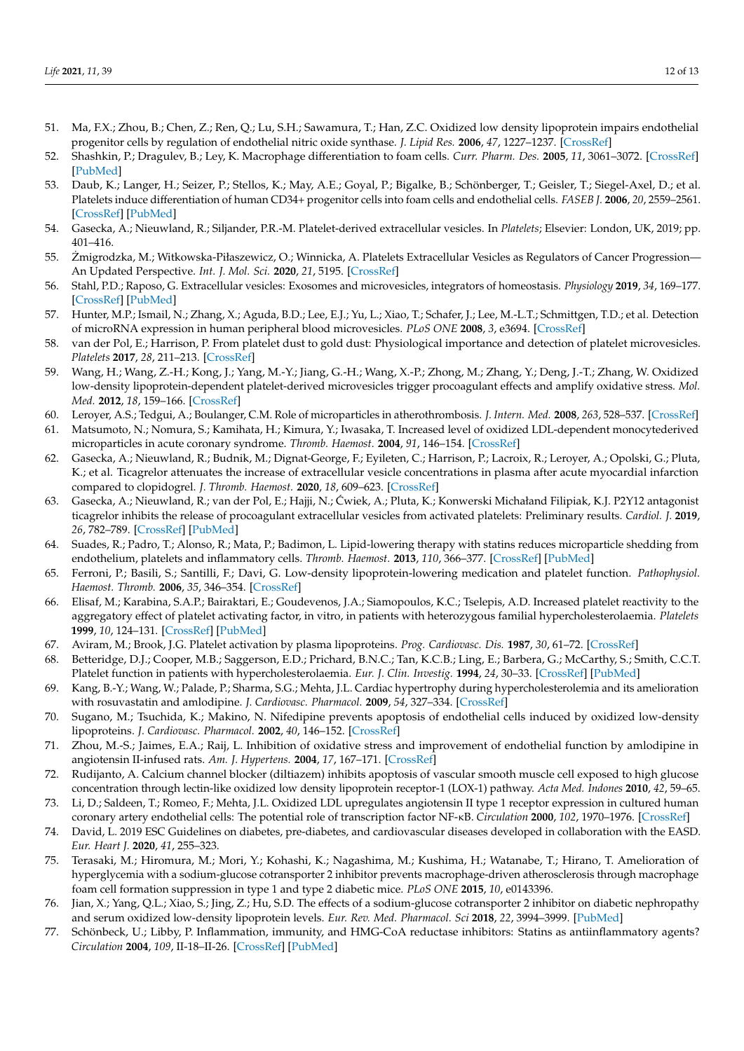51. Ma, F.X.; Zhou, B.; Chen, Z.; Ren, Q.; Lu, S.H.; Sawamura, T.; Han, Z.C. Oxidized low density lipoprotein impairs endothelial progenitor cells by regulation of endothelial nitric oxide synthase. *J. Lipid Res.* **2006**, *47*, 1227–1237. [CrossRef]
52. Shashkin, P.; Dragulev, B.; Ley, K. Macrophage differentiation to foam cells. *Curr. Pharm. Des.* **2005**, *11*, 3061–3072. [CrossRef] [PubMed]
53. Daub, K.; Langer, H.; Seizer, P.; Stellos, K.; May, A.E.; Goyal, P.; Bigalke, B.; Schönberger, T.; Geisler, T.; Siegel-Axel, D.; et al. Platelets induce differentiation of human CD34+ progenitor cells into foam cells and endothelial cells. *FASEB J.* **2006**, *20*, 2559–2561. [CrossRef] [PubMed]
54. Gasecka, A.; Nieuwland, R.; Siljander, P.R.-M. Platelet-derived extracellular vesicles. In *Platelets*; Elsevier: London, UK, 2019; pp. 401–416.
55. Żmigrodzka, M.; Witkowska-Piłaszewicz, O.; Winnicka, A. Platelets Extracellular Vesicles as Regulators of Cancer Progression—An Updated Perspective. *Int. J. Mol. Sci.* **2020**, *21*, 5195. [CrossRef]
56. Stahl, P.D.; Raposo, G. Extracellular vesicles: Exosomes and microvesicles, integrators of homeostasis. *Physiology* **2019**, *34*, 169–177. [CrossRef] [PubMed]
57. Hunter, M.P.; Ismail, N.; Zhang, X.; Aguda, B.D.; Lee, E.J.; Yu, L.; Xiao, T.; Schafer, J.; Lee, M.-L.T.; Schmittgen, T.D.; et al. Detection of microRNA expression in human peripheral blood microvesicles. *PLoS ONE* **2008**, *3*, e3694. [CrossRef]
58. van der Pol, E.; Harrison, P. From platelet dust to gold dust: Physiological importance and detection of platelet microvesicles. *Platelets* **2017**, *28*, 211–213. [CrossRef]
59. Wang, H.; Wang, Z.-H.; Kong, J.; Yang, M.-Y.; Jiang, G.-H.; Wang, X.-P.; Zhong, M.; Zhang, Y.; Deng, J.-T.; Zhang, W. Oxidized low-density lipoprotein-dependent platelet-derived microvesicles trigger procoagulant effects and amplify oxidative stress. *Mol. Med.* **2012**, *18*, 159–166. [CrossRef]
60. Leroyer, A.S.; Tedgui, A.; Boulanger, C.M. Role of microparticles in atherothrombosis. *J. Intern. Med.* **2008**, *263*, 528–537. [CrossRef]
61. Matsumoto, N.; Nomura, S.; Kamihata, H.; Kimura, Y.; Iwasaka, T. Increased level of oxidized LDL-dependent monocytederived microparticles in acute coronary syndrome. *Thromb. Haemost.* **2004**, *91*, 146–154. [CrossRef]
62. Gasecka, A.; Nieuwland, R.; Budnik, M.; Dignat-George, F.; Eyileten, C.; Harrison, P.; Lacroix, R.; Leroyer, A.; Opolski, G.; Pluta, K.; et al. Ticagrelor attenuates the increase of extracellular vesicle concentrations in plasma after acute myocardial infarction compared to clopidogrel. *J. Thromb. Haemost.* **2020**, *18*, 609–623. [CrossRef]
63. Gasecka, A.; Nieuwland, R.; van der Pol, E.; Hajji, N.; Ćwiek, A.; Pluta, K.; Konwerski Michałand Filipiak, K.J. P2Y12 antagonist ticagrelor inhibits the release of procoagulant extracellular vesicles from activated platelets: Preliminary results. *Cardiol. J.* **2019**, *26*, 782–789. [CrossRef] [PubMed]
64. Suades, R.; Padro, T.; Alonso, R.; Mata, P.; Badimon, L. Lipid-lowering therapy with statins reduces microparticle shedding from endothelium, platelets and inflammatory cells. *Thromb. Haemost.* **2013**, *110*, 366–377. [CrossRef] [PubMed]
65. Ferroni, P.; Basili, S.; Santilli, F.; Davi, G. Low-density lipoprotein-lowering medication and platelet function. *Pathophysiol. Haemost. Thromb.* **2006**, *35*, 346–354. [CrossRef]
66. Elisaf, M.; Karabina, S.A.P.; Bairaktari, E.; Goudevenos, J.A.; Siamopoulos, K.C.; Tselepis, A.D. Increased platelet reactivity to the aggregatory effect of platelet activating factor, in vitro, in patients with heterozygous familial hypercholesterolaemia. *Platelets* **1999**, *10*, 124–131. [CrossRef] [PubMed]
67. Aviram, M.; Brook, J.G. Platelet activation by plasma lipoproteins. *Prog. Cardiovasc. Dis.* **1987**, *30*, 61–72. [CrossRef]
68. Betteridge, D.J.; Cooper, M.B.; Saggerson, E.D.; Prichard, B.N.C.; Tan, K.C.B.; Ling, E.; Barbera, G.; McCarthy, S.; Smith, C.C.T. Platelet function in patients with hypercholesterolaemia. *Eur. J. Clin. Investig.* **1994**, *24*, 30–33. [CrossRef] [PubMed]
69. Kang, B.-Y.; Wang, W.; Palade, P.; Sharma, S.G.; Mehta, J.L. Cardiac hypertrophy during hypercholesterolemia and its amelioration with rosuvastatin and amlodipine. *J. Cardiovasc. Pharmacol.* **2009**, *54*, 327–334. [CrossRef]
70. Sugano, M.; Tsuchida, K.; Makino, N. Nifedipine prevents apoptosis of endothelial cells induced by oxidized low-density lipoproteins. *J. Cardiovasc. Pharmacol.* **2002**, *40*, 146–152. [CrossRef]
71. Zhou, M.-S.; Jaimes, E.A.; Raij, L. Inhibition of oxidative stress and improvement of endothelial function by amlodipine in angiotensin II-infused rats. *Am. J. Hypertens.* **2004**, *17*, 167–171. [CrossRef]
72. Rudijanto, A. Calcium channel blocker (diltiazem) inhibits apoptosis of vascular smooth muscle cell exposed to high glucose concentration through lectin-like oxidized low density lipoprotein receptor-1 (LOX-1) pathway. *Acta Med. Indones* **2010**, *42*, 59–65.
73. Li, D.; Saldeen, T.; Romeo, F.; Mehta, J.L. Oxidized LDL upregulates angiotensin II type 1 receptor expression in cultured human coronary artery endothelial cells: The potential role of transcription factor NF-κB. *Circulation* **2000**, *102*, 1970–1976. [CrossRef]
74. David, L. 2019 ESC Guidelines on diabetes, pre-diabetes, and cardiovascular diseases developed in collaboration with the EASD. *Eur. Heart J.* **2020**, *41*, 255–323.
75. Terasaki, M.; Hiromura, M.; Mori, Y.; Kohashi, K.; Nagashima, M.; Kushima, H.; Watanabe, T.; Hirano, T. Amelioration of hyperglycemia with a sodium-glucose cotransporter 2 inhibitor prevents macrophage-driven atherosclerosis through macrophage foam cell formation suppression in type 1 and type 2 diabetic mice. *PLoS ONE* **2015**, *10*, e0143396.
76. Jian, X.; Yang, Q.L.; Xiao, S.; Jing, Z.; Hu, S.D. The effects of a sodium-glucose cotransporter 2 inhibitor on diabetic nephropathy and serum oxidized low-density lipoprotein levels. *Eur. Rev. Med. Pharmacol. Sci* **2018**, *22*, 3994–3999. [PubMed]
77. Schönbeck, U.; Libby, P. Inflammation, immunity, and HMG-CoA reductase inhibitors: Statins as antiinflammatory agents? *Circulation* **2004**, *109*, II-18–II-26. [CrossRef] [PubMed]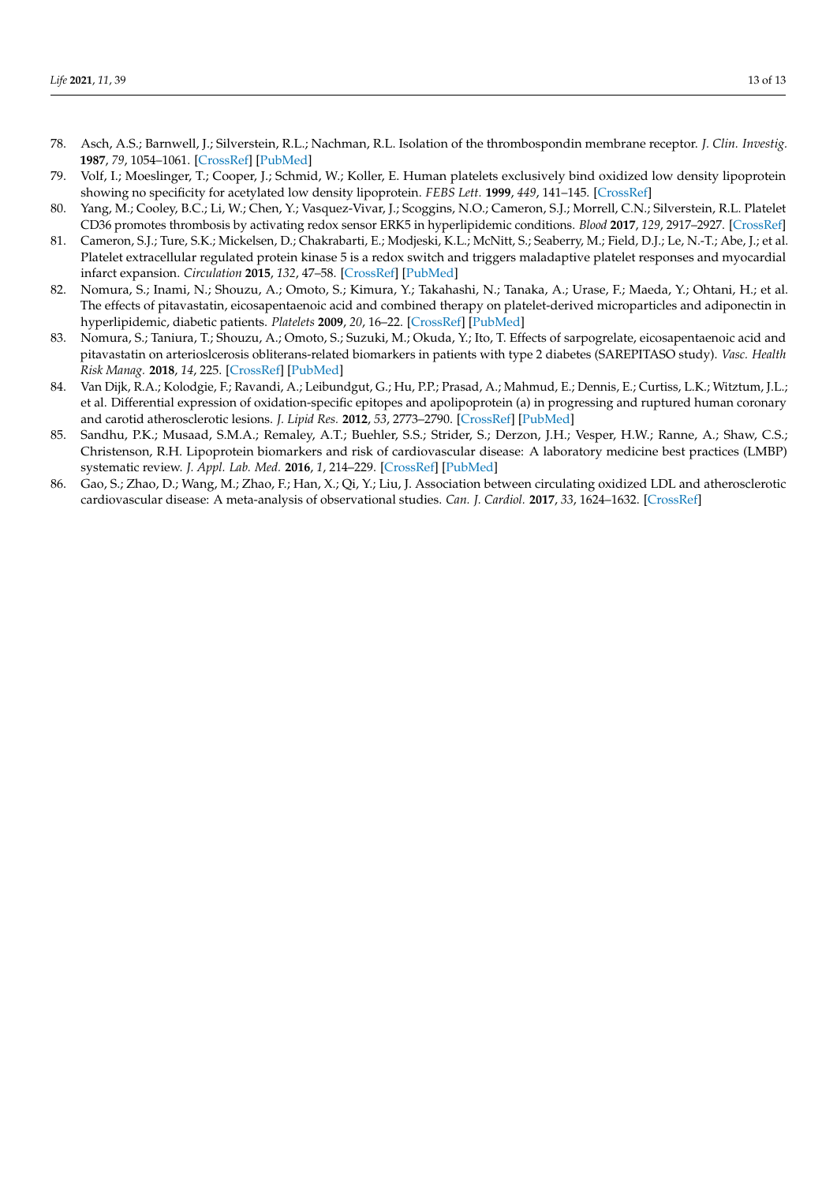78. Asch, A.S.; Barnwell, J.; Silverstein, R.L.; Nachman, R.L. Isolation of the thrombospondin membrane receptor. *J. Clin. Investig.* **1987**, *79*, 1054–1061. [CrossRef] [PubMed]
79. Volf, I.; Moeslinger, T.; Cooper, J.; Schmid, W.; Koller, E. Human platelets exclusively bind oxidized low density lipoprotein showing no specificity for acetylated low density lipoprotein. *FEBS Lett.* **1999**, *449*, 141–145. [CrossRef]
80. Yang, M.; Cooley, B.C.; Li, W.; Chen, Y.; Vasquez-Vivar, J.; Scoggins, N.O.; Cameron, S.J.; Morrell, C.N.; Silverstein, R.L. Platelet CD36 promotes thrombosis by activating redox sensor ERK5 in hyperlipidemic conditions. *Blood* **2017**, *129*, 2917–2927. [CrossRef]
81. Cameron, S.J.; Ture, S.K.; Mickelsen, D.; Chakrabarti, E.; Modjeski, K.L.; McNitt, S.; Seaberry, M.; Field, D.J.; Le, N.-T.; Abe, J.; et al. Platelet extracellular regulated protein kinase 5 is a redox switch and triggers maladaptive platelet responses and myocardial infarct expansion. *Circulation* **2015**, *132*, 47–58. [CrossRef] [PubMed]
82. Nomura, S.; Inami, N.; Shouzu, A.; Omoto, S.; Kimura, Y.; Takahashi, N.; Tanaka, A.; Urase, F.; Maeda, Y.; Ohtani, H.; et al. The effects of pitavastatin, eicosapentaenoic acid and combined therapy on platelet-derived microparticles and adiponectin in hyperlipidemic, diabetic patients. *Platelets* **2009**, *20*, 16–22. [CrossRef] [PubMed]
83. Nomura, S.; Taniura, T.; Shouzu, A.; Omoto, S.; Suzuki, M.; Okuda, Y.; Ito, T. Effects of sarpogrelate, eicosapentaenoic acid and pitavastatin on arterioslcerosis obliterans-related biomarkers in patients with type 2 diabetes (SAREPITASO study). *Vasc. Health Risk Manag.* **2018**, *14*, 225. [CrossRef] [PubMed]
84. Van Dijk, R.A.; Kolodgie, F.; Ravandi, A.; Leibundgut, G.; Hu, P.P.; Prasad, A.; Mahmud, E.; Dennis, E.; Curtiss, L.K.; Witztum, J.L.; et al. Differential expression of oxidation-specific epitopes and apolipoprotein (a) in progressing and ruptured human coronary and carotid atherosclerotic lesions. *J. Lipid Res.* **2012**, *53*, 2773–2790. [CrossRef] [PubMed]
85. Sandhu, P.K.; Musaad, S.M.A.; Remaley, A.T.; Buehler, S.S.; Strider, S.; Derzon, J.H.; Vesper, H.W.; Ranne, A.; Shaw, C.S.; Christenson, R.H. Lipoprotein biomarkers and risk of cardiovascular disease: A laboratory medicine best practices (LMBP) systematic review. *J. Appl. Lab. Med.* **2016**, *1*, 214–229. [CrossRef] [PubMed]
86. Gao, S.; Zhao, D.; Wang, M.; Zhao, F.; Han, X.; Qi, Y.; Liu, J. Association between circulating oxidized LDL and atherosclerotic cardiovascular disease: A meta-analysis of observational studies. *Can. J. Cardiol.* **2017**, *33*, 1624–1632. [CrossRef]